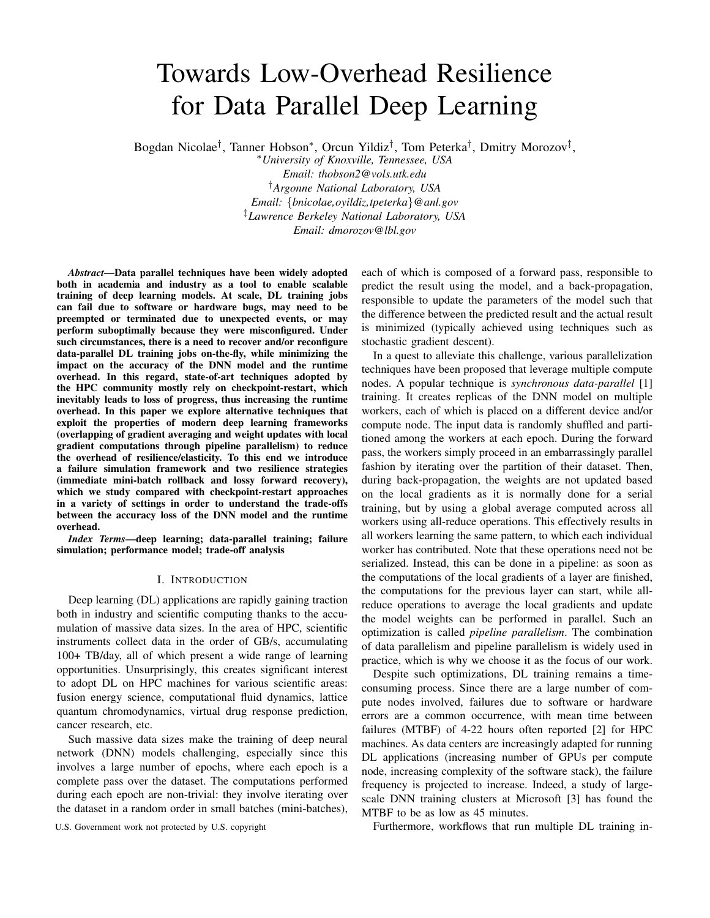# Towards Low-Overhead Resilience for Data Parallel Deep Learning

Bogdan Nicolae[†], Tanner Hobson[*], Orcun Yildiz[†], Tom Peterka[†], Dmitry Morozov[‡],

[*]University of Knoxville, Tennessee, USA
Email: thobson2@vols.utk.edu

[†]Argonne National Laboratory, USA
Email: {bnicolae,oyildiz,tpeterka}@anl.gov

[‡]Lawrence Berkeley National Laboratory, USA
Email: dmorozov@lbl.gov

***Abstract*—Data parallel techniques have been widely adopted both in academia and industry as a tool to enable scalable training of deep learning models. At scale, DL training jobs can fail due to software or hardware bugs, may need to be preempted or terminated due to unexpected events, or may perform suboptimally because they were misconfigured. Under such circumstances, there is a need to recover and/or reconfigure data-parallel DL training jobs on-the-fly, while minimizing the impact on the accuracy of the DNN model and the runtime overhead. In this regard, state-of-art techniques adopted by the HPC community mostly rely on checkpoint-restart, which inevitably leads to loss of progress, thus increasing the runtime overhead. In this paper we explore alternative techniques that exploit the properties of modern deep learning frameworks (overlapping of gradient averaging and weight updates with local gradient computations through pipeline parallelism) to reduce the overhead of resilience/elasticity. To this end we introduce a failure simulation framework and two resilience strategies (immediate mini-batch rollback and lossy forward recovery), which we study compared with checkpoint-restart approaches in a variety of settings in order to understand the trade-offs between the accuracy loss of the DNN model and the runtime overhead.**

***Index Terms*—deep learning; data-parallel training; failure simulation; performance model; trade-off analysis**

## I. Introduction

Deep learning (DL) applications are rapidly gaining traction both in industry and scientific computing thanks to the accumulation of massive data sizes. In the area of HPC, scientific instruments collect data in the order of GB/s, accumulating 100+ TB/day, all of which present a wide range of learning opportunities. Unsurprisingly, this creates significant interest to adopt DL on HPC machines for various scientific areas: fusion energy science, computational fluid dynamics, lattice quantum chromodynamics, virtual drug response prediction, cancer research, etc.

Such massive data sizes make the training of deep neural network (DNN) models challenging, especially since this involves a large number of epochs, where each epoch is a complete pass over the dataset. The computations performed during each epoch are non-trivial: they involve iterating over the dataset in a random order in small batches (mini-batches), each of which is composed of a forward pass, responsible to predict the result using the model, and a back-propagation, responsible to update the parameters of the model such that the difference between the predicted result and the actual result is minimized (typically achieved using techniques such as stochastic gradient descent).

In a quest to alleviate this challenge, various parallelization techniques have been proposed that leverage multiple compute nodes. A popular technique is *synchronous data-parallel* [1] training. It creates replicas of the DNN model on multiple workers, each of which is placed on a different device and/or compute node. The input data is randomly shuffled and partitioned among the workers at each epoch. During the forward pass, the workers simply proceed in an embarrassingly parallel fashion by iterating over the partition of their dataset. Then, during back-propagation, the weights are not updated based on the local gradients as it is normally done for a serial training, but by using a global average computed across all workers using all-reduce operations. This effectively results in all workers learning the same pattern, to which each individual worker has contributed. Note that these operations need not be serialized. Instead, this can be done in a pipeline: as soon as the computations of the local gradients of a layer are finished, the computations for the previous layer can start, while all-reduce operations to average the local gradients and update the model weights can be performed in parallel. Such an optimization is called *pipeline parallelism*. The combination of data parallelism and pipeline parallelism is widely used in practice, which is why we choose it as the focus of our work.

Despite such optimizations, DL training remains a time-consuming process. Since there are a large number of compute nodes involved, failures due to software or hardware errors are a common occurrence, with mean time between failures (MTBF) of 4-22 hours often reported [2] for HPC machines. As data centers are increasingly adapted for running DL applications (increasing number of GPUs per compute node, increasing complexity of the software stack), the failure frequency is projected to increase. Indeed, a study of large-scale DNN training clusters at Microsoft [3] has found the MTBF to be as low as 45 minutes.

Furthermore, workflows that run multiple DL training in-

U.S. Government work not protected by U.S. copyright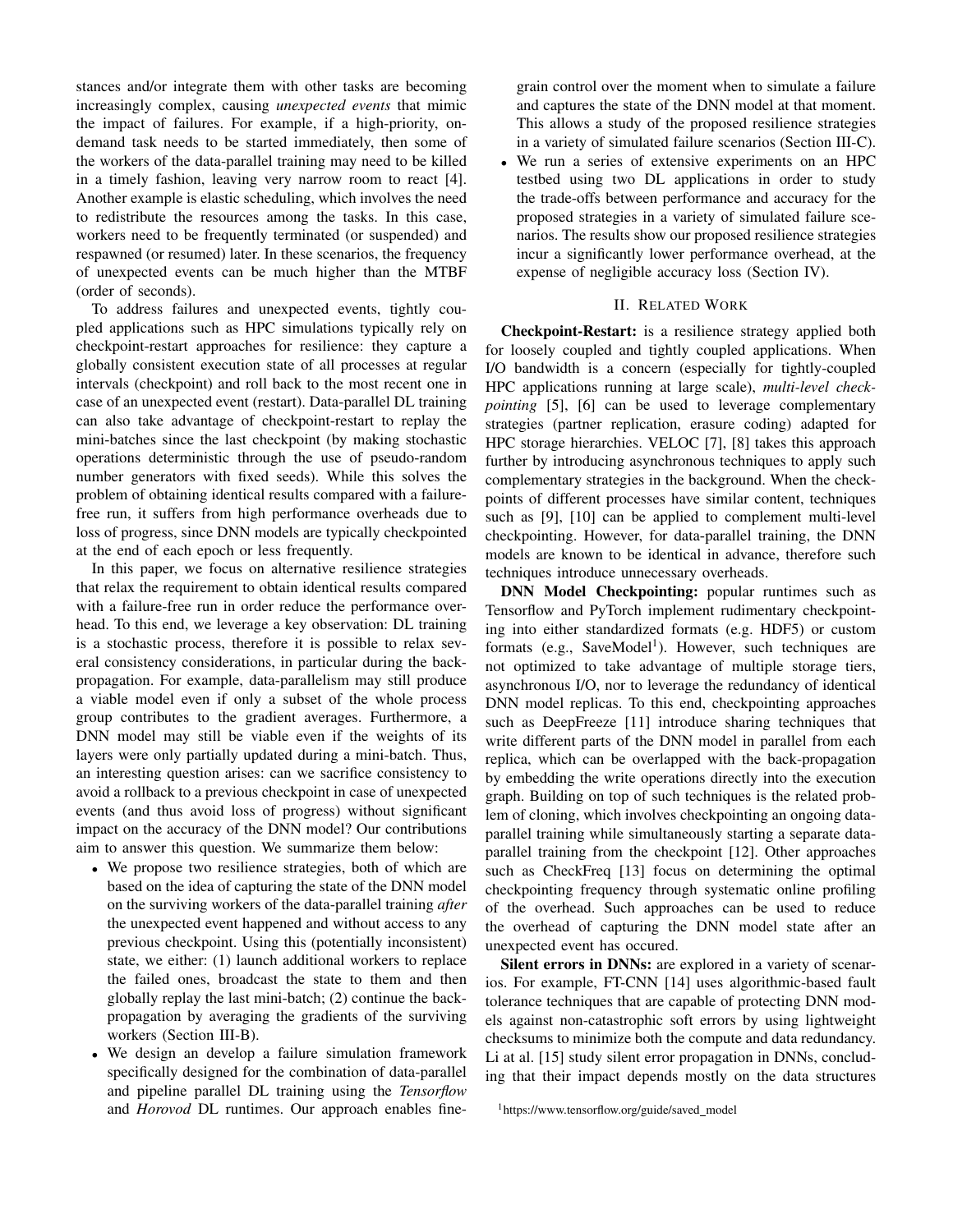stances and/or integrate them with other tasks are becoming increasingly complex, causing *unexpected events* that mimic the impact of failures. For example, if a high-priority, on-demand task needs to be started immediately, then some of the workers of the data-parallel training may need to be killed in a timely fashion, leaving very narrow room to react [4]. Another example is elastic scheduling, which involves the need to redistribute the resources among the tasks. In this case, workers need to be frequently terminated (or suspended) and respawned (or resumed) later. In these scenarios, the frequency of unexpected events can be much higher than the MTBF (order of seconds).

To address failures and unexpected events, tightly coupled applications such as HPC simulations typically rely on checkpoint-restart approaches for resilience: they capture a globally consistent execution state of all processes at regular intervals (checkpoint) and roll back to the most recent one in case of an unexpected event (restart). Data-parallel DL training can also take advantage of checkpoint-restart to replay the mini-batches since the last checkpoint (by making stochastic operations deterministic through the use of pseudo-random number generators with fixed seeds). While this solves the problem of obtaining identical results compared with a failure-free run, it suffers from high performance overheads due to loss of progress, since DNN models are typically checkpointed at the end of each epoch or less frequently.

In this paper, we focus on alternative resilience strategies that relax the requirement to obtain identical results compared with a failure-free run in order reduce the performance overhead. To this end, we leverage a key observation: DL training is a stochastic process, therefore it is possible to relax several consistency considerations, in particular during the back-propagation. For example, data-parallelism may still produce a viable model even if only a subset of the whole process group contributes to the gradient averages. Furthermore, a DNN model may still be viable even if the weights of its layers were only partially updated during a mini-batch. Thus, an interesting question arises: can we sacrifice consistency to avoid a rollback to a previous checkpoint in case of unexpected events (and thus avoid loss of progress) without significant impact on the accuracy of the DNN model? Our contributions aim to answer this question. We summarize them below:

- We propose two resilience strategies, both of which are based on the idea of capturing the state of the DNN model on the surviving workers of the data-parallel training *after* the unexpected event happened and without access to any previous checkpoint. Using this (potentially inconsistent) state, we either: (1) launch additional workers to replace the failed ones, broadcast the state to them and then globally replay the last mini-batch; (2) continue the back-propagation by averaging the gradients of the surviving workers (Section III-B).
- We design an develop a failure simulation framework specifically designed for the combination of data-parallel and pipeline parallel DL training using the *Tensorflow* and *Horovod* DL runtimes. Our approach enables fine-grain control over the moment when to simulate a failure and captures the state of the DNN model at that moment. This allows a study of the proposed resilience strategies in a variety of simulated failure scenarios (Section III-C).
- We run a series of extensive experiments on an HPC testbed using two DL applications in order to study the trade-offs between performance and accuracy for the proposed strategies in a variety of simulated failure scenarios. The results show our proposed resilience strategies incur a significantly lower performance overhead, at the expense of negligible accuracy loss (Section IV).

## II. Related Work

**Checkpoint-Restart:** is a resilience strategy applied both for loosely coupled and tightly coupled applications. When I/O bandwidth is a concern (especially for tightly-coupled HPC applications running at large scale), *multi-level checkpointing* [5], [6] can be used to leverage complementary strategies (partner replication, erasure coding) adapted for HPC storage hierarchies. VELOC [7], [8] takes this approach further by introducing asynchronous techniques to apply such complementary strategies in the background. When the checkpoints of different processes have similar content, techniques such as [9], [10] can be applied to complement multi-level checkpointing. However, for data-parallel training, the DNN models are known to be identical in advance, therefore such techniques introduce unnecessary overheads.

**DNN Model Checkpointing:** popular runtimes such as Tensorflow and PyTorch implement rudimentary checkpointing into either standardized formats (e.g. HDF5) or custom formats (e.g., SaveModel[1]). However, such techniques are not optimized to take advantage of multiple storage tiers, asynchronous I/O, nor to leverage the redundancy of identical DNN model replicas. To this end, checkpointing approaches such as DeepFreeze [11] introduce sharing techniques that write different parts of the DNN model in parallel from each replica, which can be overlapped with the back-propagation by embedding the write operations directly into the execution graph. Building on top of such techniques is the related problem of cloning, which involves checkpointing an ongoing data-parallel training while simultaneously starting a separate data-parallel training from the checkpoint [12]. Other approaches such as CheckFreq [13] focus on determining the optimal checkpointing frequency through systematic online profiling of the overhead. Such approaches can be used to reduce the overhead of capturing the DNN model state after an unexpected event has occured.

**Silent errors in DNNs:** are explored in a variety of scenarios. For example, FT-CNN [14] uses algorithmic-based fault tolerance techniques that are capable of protecting DNN models against non-catastrophic soft errors by using lightweight checksums to minimize both the compute and data redundancy. Li at al. [15] study silent error propagation in DNNs, concluding that their impact depends mostly on the data structures

[1] https://www.tensorflow.org/guide/saved_model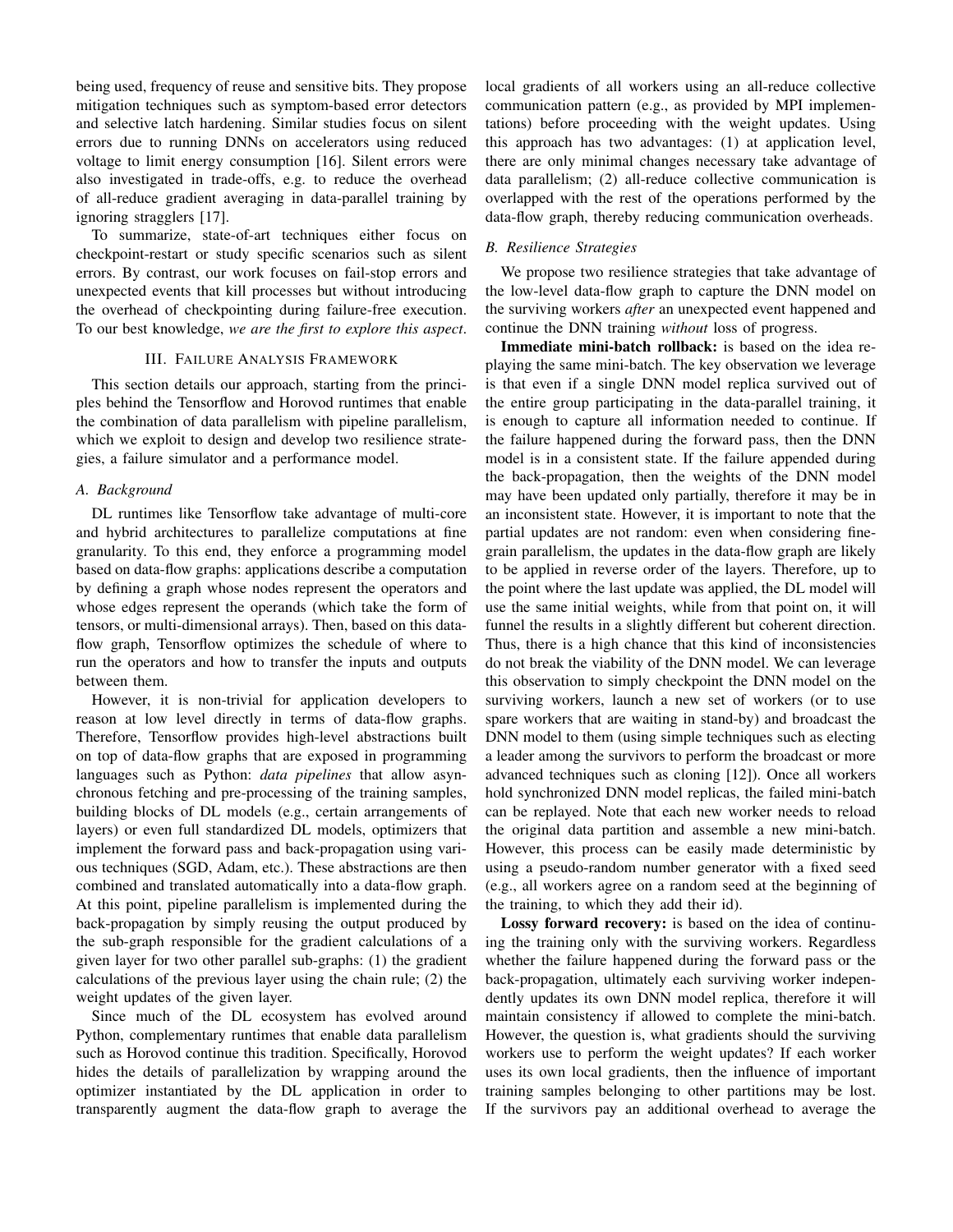being used, frequency of reuse and sensitive bits. They propose mitigation techniques such as symptom-based error detectors and selective latch hardening. Similar studies focus on silent errors due to running DNNs on accelerators using reduced voltage to limit energy consumption [16]. Silent errors were also investigated in trade-offs, e.g. to reduce the overhead of all-reduce gradient averaging in data-parallel training by ignoring stragglers [17].

To summarize, state-of-art techniques either focus on checkpoint-restart or study specific scenarios such as silent errors. By contrast, our work focuses on fail-stop errors and unexpected events that kill processes but without introducing the overhead of checkpointing during failure-free execution. To our best knowledge, *we are the first to explore this aspect*.

## III. Failure Analysis Framework

This section details our approach, starting from the principles behind the Tensorflow and Horovod runtimes that enable the combination of data parallelism with pipeline parallelism, which we exploit to design and develop two resilience strategies, a failure simulator and a performance model.

### A. Background

DL runtimes like Tensorflow take advantage of multi-core and hybrid architectures to parallelize computations at fine granularity. To this end, they enforce a programming model based on data-flow graphs: applications describe a computation by defining a graph whose nodes represent the operators and whose edges represent the operands (which take the form of tensors, or multi-dimensional arrays). Then, based on this data-flow graph, Tensorflow optimizes the schedule of where to run the operators and how to transfer the inputs and outputs between them.

However, it is non-trivial for application developers to reason at low level directly in terms of data-flow graphs. Therefore, Tensorflow provides high-level abstractions built on top of data-flow graphs that are exposed in programming languages such as Python: *data pipelines* that allow asynchronous fetching and pre-processing of the training samples, building blocks of DL models (e.g., certain arrangements of layers) or even full standardized DL models, optimizers that implement the forward pass and back-propagation using various techniques (SGD, Adam, etc.). These abstractions are then combined and translated automatically into a data-flow graph. At this point, pipeline parallelism is implemented during the back-propagation by simply reusing the output produced by the sub-graph responsible for the gradient calculations of a given layer for two other parallel sub-graphs: (1) the gradient calculations of the previous layer using the chain rule; (2) the weight updates of the given layer.

Since much of the DL ecosystem has evolved around Python, complementary runtimes that enable data parallelism such as Horovod continue this tradition. Specifically, Horovod hides the details of parallelization by wrapping around the optimizer instantiated by the DL application in order to transparently augment the data-flow graph to average the local gradients of all workers using an all-reduce collective communication pattern (e.g., as provided by MPI implementations) before proceeding with the weight updates. Using this approach has two advantages: (1) at application level, there are only minimal changes necessary take advantage of data parallelism; (2) all-reduce collective communication is overlapped with the rest of the operations performed by the data-flow graph, thereby reducing communication overheads.

### B. Resilience Strategies

We propose two resilience strategies that take advantage of the low-level data-flow graph to capture the DNN model on the surviving workers *after* an unexpected event happened and continue the DNN training *without* loss of progress.

**Immediate mini-batch rollback:** is based on the idea replaying the same mini-batch. The key observation we leverage is that even if a single DNN model replica survived out of the entire group participating in the data-parallel training, it is enough to capture all information needed to continue. If the failure happened during the forward pass, then the DNN model is in a consistent state. If the failure appended during the back-propagation, then the weights of the DNN model may have been updated only partially, therefore it may be in an inconsistent state. However, it is important to note that the partial updates are not random: even when considering fine-grain parallelism, the updates in the data-flow graph are likely to be applied in reverse order of the layers. Therefore, up to the point where the last update was applied, the DL model will use the same initial weights, while from that point on, it will funnel the results in a slightly different but coherent direction. Thus, there is a high chance that this kind of inconsistencies do not break the viability of the DNN model. We can leverage this observation to simply checkpoint the DNN model on the surviving workers, launch a new set of workers (or to use spare workers that are waiting in stand-by) and broadcast the DNN model to them (using simple techniques such as electing a leader among the survivors to perform the broadcast or more advanced techniques such as cloning [12]). Once all workers hold synchronized DNN model replicas, the failed mini-batch can be replayed. Note that each new worker needs to reload the original data partition and assemble a new mini-batch. However, this process can be easily made deterministic by using a pseudo-random number generator with a fixed seed (e.g., all workers agree on a random seed at the beginning of the training, to which they add their id).

**Lossy forward recovery:** is based on the idea of continuing the training only with the surviving workers. Regardless whether the failure happened during the forward pass or the back-propagation, ultimately each surviving worker independently updates its own DNN model replica, therefore it will maintain consistency if allowed to complete the mini-batch. However, the question is, what gradients should the surviving workers use to perform the weight updates? If each worker uses its own local gradients, then the influence of important training samples belonging to other partitions may be lost. If the survivors pay an additional overhead to average the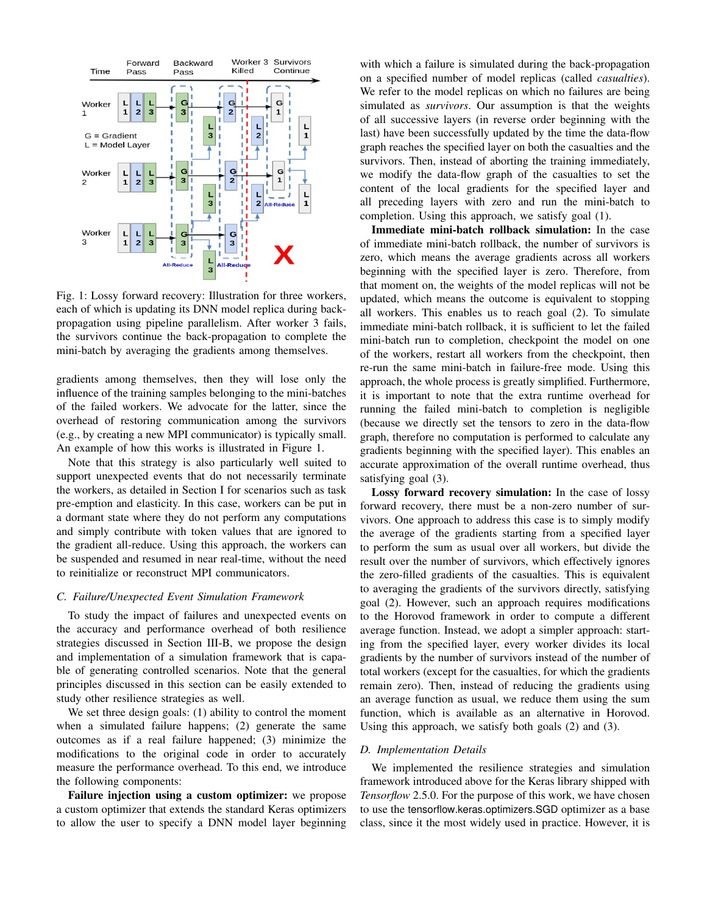Fig. 1: Lossy forward recovery: Illustration for three workers, each of which is updating its DNN model replica during back-propagation using pipeline parallelism. After worker 3 fails, the survivors continue the back-propagation to complete the mini-batch by averaging the gradients among themselves.

gradients among themselves, then they will lose only the influence of the training samples belonging to the mini-batches of the failed workers. We advocate for the latter, since the overhead of restoring communication among the survivors (e.g., by creating a new MPI communicator) is typically small. An example of how this works is illustrated in Figure 1.

Note that this strategy is also particularly well suited to support unexpected events that do not necessarily terminate the workers, as detailed in Section I for scenarios such as task pre-emption and elasticity. In this case, workers can be put in a dormant state where they do not perform any computations and simply contribute with token values that are ignored to the gradient all-reduce. Using this approach, the workers can be suspended and resumed in near real-time, without the need to reinitialize or reconstruct MPI communicators.

### C. Failure/Unexpected Event Simulation Framework

To study the impact of failures and unexpected events on the accuracy and performance overhead of both resilience strategies discussed in Section III-B, we propose the design and implementation of a simulation framework that is capable of generating controlled scenarios. Note that the general principles discussed in this section can be easily extended to study other resilience strategies as well.

We set three design goals: (1) ability to control the moment when a simulated failure happens; (2) generate the same outcomes as if a real failure happened; (3) minimize the modifications to the original code in order to accurately measure the performance overhead. To this end, we introduce the following components:

**Failure injection using a custom optimizer:** we propose a custom optimizer that extends the standard Keras optimizers to allow the user to specify a DNN model layer beginning with which a failure is simulated during the back-propagation on a specified number of model replicas (called *casualties*). We refer to the model replicas on which no failures are being simulated as *survivors*. Our assumption is that the weights of all successive layers (in reverse order beginning with the last) have been successfully updated by the time the data-flow graph reaches the specified layer on both the casualties and the survivors. Then, instead of aborting the training immediately, we modify the data-flow graph of the casualties to set the content of the local gradients for the specified layer and all preceding layers with zero and run the mini-batch to completion. Using this approach, we satisfy goal (1).

**Immediate mini-batch rollback simulation:** In the case of immediate mini-batch rollback, the number of survivors is zero, which means the average gradients across all workers beginning with the specified layer is zero. Therefore, from that moment on, the weights of the model replicas will not be updated, which means the outcome is equivalent to stopping all workers. This enables us to reach goal (2). To simulate immediate mini-batch rollback, it is sufficient to let the failed mini-batch run to completion, checkpoint the model on one of the workers, restart all workers from the checkpoint, then re-run the same mini-batch in failure-free mode. Using this approach, the whole process is greatly simplified. Furthermore, it is important to note that the extra runtime overhead for running the failed mini-batch to completion is negligible (because we directly set the tensors to zero in the data-flow graph, therefore no computation is performed to calculate any gradients beginning with the specified layer). This enables an accurate approximation of the overall runtime overhead, thus satisfying goal (3).

**Lossy forward recovery simulation:** In the case of lossy forward recovery, there must be a non-zero number of survivors. One approach to address this case is to simply modify the average of the gradients starting from a specified layer to perform the sum as usual over all workers, but divide the result over the number of survivors, which effectively ignores the zero-filled gradients of the casualties. This is equivalent to averaging the gradients of the survivors directly, satisfying goal (2). However, such an approach requires modifications to the Horovod framework in order to compute a different average function. Instead, we adopt a simpler approach: starting from the specified layer, every worker divides its local gradients by the number of survivors instead of the number of total workers (except for the casualties, for which the gradients remain zero). Then, instead of reducing the gradients using an average function as usual, we reduce them using the sum function, which is available as an alternative in Horovod. Using this approach, we satisfy both goals (2) and (3).

### D. Implementation Details

We implemented the resilience strategies and simulation framework introduced above for the Keras library shipped with *Tensorflow* 2.5.0. For the purpose of this work, we have chosen to use the tensorflow.keras.optimizers.SGD optimizer as a base class, since it the most widely used in practice. However, it is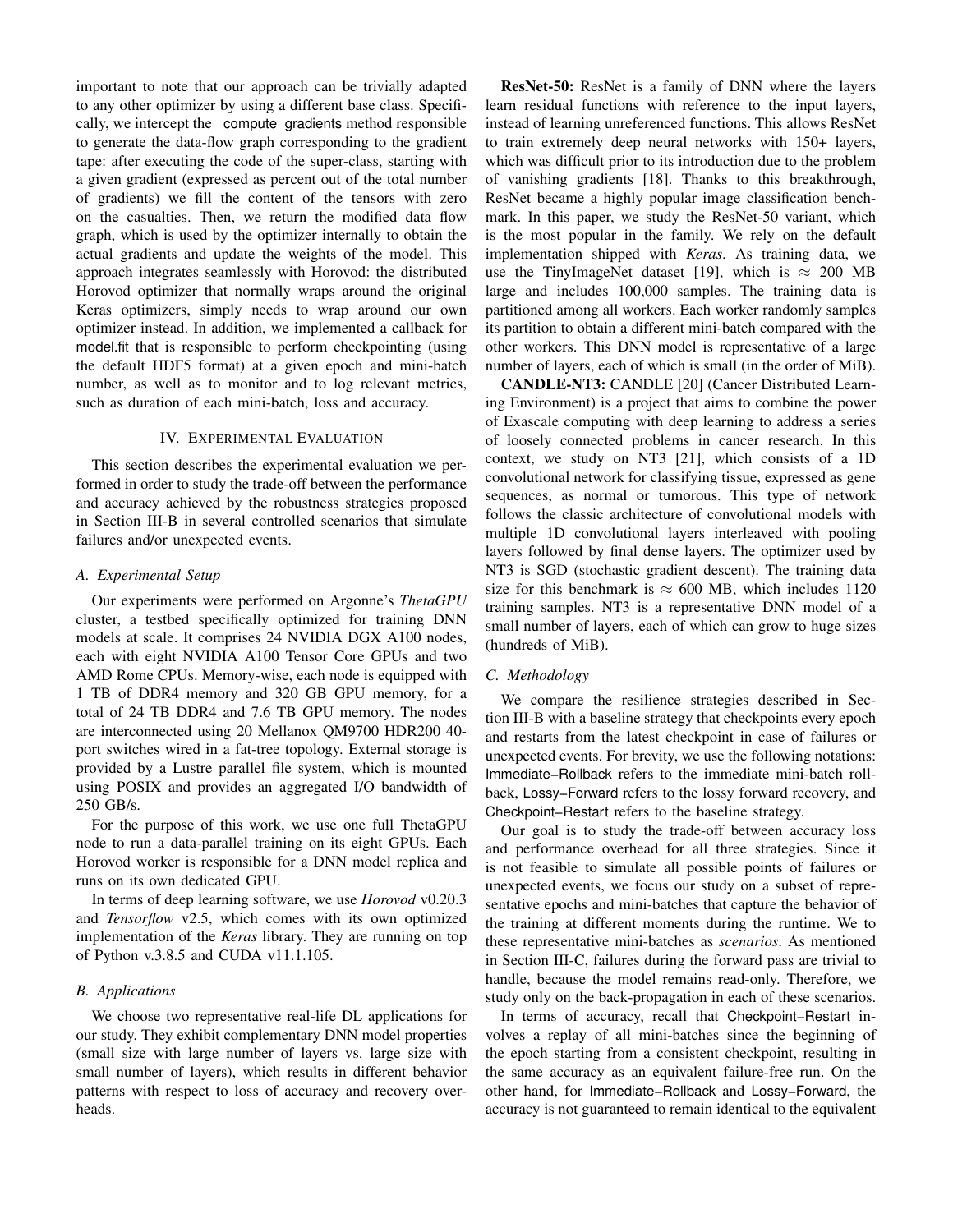important to note that our approach can be trivially adapted to any other optimizer by using a different base class. Specifically, we intercept the _compute_gradients method responsible to generate the data-flow graph corresponding to the gradient tape: after executing the code of the super-class, starting with a given gradient (expressed as percent out of the total number of gradients) we fill the content of the tensors with zero on the casualties. Then, we return the modified data flow graph, which is used by the optimizer internally to obtain the actual gradients and update the weights of the model. This approach integrates seamlessly with Horovod: the distributed Horovod optimizer that normally wraps around the original Keras optimizers, simply needs to wrap around our own optimizer instead. In addition, we implemented a callback for model.fit that is responsible to perform checkpointing (using the default HDF5 format) at a given epoch and mini-batch number, as well as to monitor and to log relevant metrics, such as duration of each mini-batch, loss and accuracy.

## IV. Experimental Evaluation

This section describes the experimental evaluation we performed in order to study the trade-off between the performance and accuracy achieved by the robustness strategies proposed in Section III-B in several controlled scenarios that simulate failures and/or unexpected events.

### A. Experimental Setup

Our experiments were performed on Argonne's *ThetaGPU* cluster, a testbed specifically optimized for training DNN models at scale. It comprises 24 NVIDIA DGX A100 nodes, each with eight NVIDIA A100 Tensor Core GPUs and two AMD Rome CPUs. Memory-wise, each node is equipped with 1 TB of DDR4 memory and 320 GB GPU memory, for a total of 24 TB DDR4 and 7.6 TB GPU memory. The nodes are interconnected using 20 Mellanox QM9700 HDR200 40-port switches wired in a fat-tree topology. External storage is provided by a Lustre parallel file system, which is mounted using POSIX and provides an aggregated I/O bandwidth of 250 GB/s.

For the purpose of this work, we use one full ThetaGPU node to run a data-parallel training on its eight GPUs. Each Horovod worker is responsible for a DNN model replica and runs on its own dedicated GPU.

In terms of deep learning software, we use *Horovod* v0.20.3 and *Tensorflow* v2.5, which comes with its own optimized implementation of the *Keras* library. They are running on top of Python v.3.8.5 and CUDA v11.1.105.

### B. Applications

We choose two representative real-life DL applications for our study. They exhibit complementary DNN model properties (small size with large number of layers vs. large size with small number of layers), which results in different behavior patterns with respect to loss of accuracy and recovery overheads.

**ResNet-50:** ResNet is a family of DNN where the layers learn residual functions with reference to the input layers, instead of learning unreferenced functions. This allows ResNet to train extremely deep neural networks with 150+ layers, which was difficult prior to its introduction due to the problem of vanishing gradients [18]. Thanks to this breakthrough, ResNet became a highly popular image classification benchmark. In this paper, we study the ResNet-50 variant, which is the most popular in the family. We rely on the default implementation shipped with *Keras*. As training data, we use the TinyImageNet dataset [19], which is $\approx$ 200 MB large and includes 100,000 samples. The training data is partitioned among all workers. Each worker randomly samples its partition to obtain a different mini-batch compared with the other workers. This DNN model is representative of a large number of layers, each of which is small (in the order of MiB).

**CANDLE-NT3:** CANDLE [20] (Cancer Distributed Learning Environment) is a project that aims to combine the power of Exascale computing with deep learning to address a series of loosely connected problems in cancer research. In this context, we study on NT3 [21], which consists of a 1D convolutional network for classifying tissue, expressed as gene sequences, as normal or tumorous. This type of network follows the classic architecture of convolutional models with multiple 1D convolutional layers interleaved with pooling layers followed by final dense layers. The optimizer used by NT3 is SGD (stochastic gradient descent). The training data size for this benchmark is $\approx$ 600 MB, which includes 1120 training samples. NT3 is a representative DNN model of a small number of layers, each of which can grow to huge sizes (hundreds of MiB).

### C. Methodology

We compare the resilience strategies described in Section III-B with a baseline strategy that checkpoints every epoch and restarts from the latest checkpoint in case of failures or unexpected events. For brevity, we use the following notations: Immediate−Rollback refers to the immediate mini-batch rollback, Lossy−Forward refers to the lossy forward recovery, and Checkpoint−Restart refers to the baseline strategy.

Our goal is to study the trade-off between accuracy loss and performance overhead for all three strategies. Since it is not feasible to simulate all possible points of failures or unexpected events, we focus our study on a subset of representative epochs and mini-batches that capture the behavior of the training at different moments during the runtime. We to these representative mini-batches as *scenarios*. As mentioned in Section III-C, failures during the forward pass are trivial to handle, because the model remains read-only. Therefore, we study only on the back-propagation in each of these scenarios.

In terms of accuracy, recall that Checkpoint−Restart involves a replay of all mini-batches since the beginning of the epoch starting from a consistent checkpoint, resulting in the same accuracy as an equivalent failure-free run. On the other hand, for Immediate−Rollback and Lossy−Forward, the accuracy is not guaranteed to remain identical to the equivalent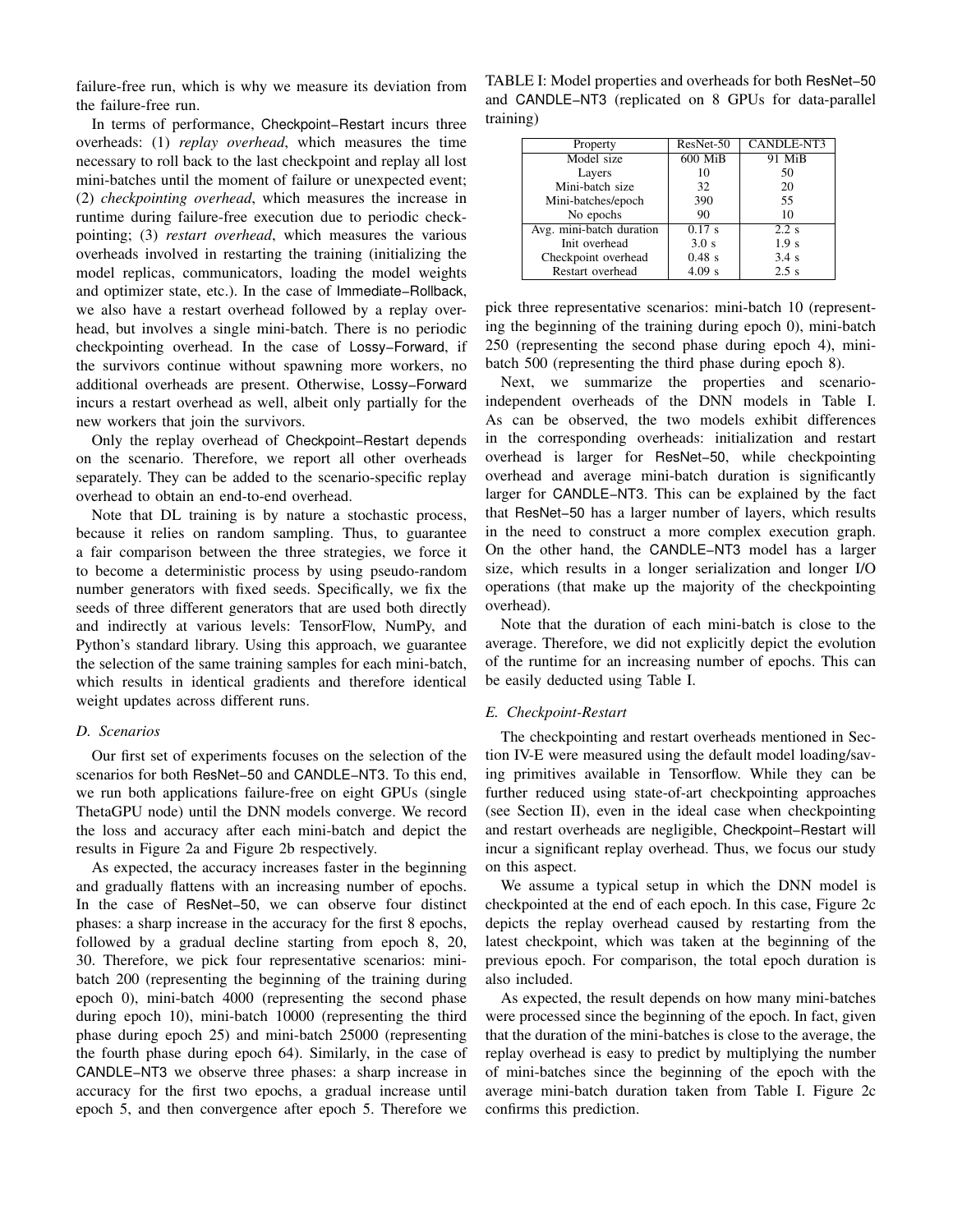failure-free run, which is why we measure its deviation from the failure-free run.

In terms of performance, Checkpoint–Restart incurs three overheads: (1) *replay overhead*, which measures the time necessary to roll back to the last checkpoint and replay all lost mini-batches until the moment of failure or unexpected event; (2) *checkpointing overhead*, which measures the increase in runtime during failure-free execution due to periodic checkpointing; (3) *restart overhead*, which measures the various overheads involved in restarting the training (initializing the model replicas, communicators, loading the model weights and optimizer state, etc.). In the case of Immediate–Rollback, we also have a restart overhead followed by a replay overhead, but involves a single mini-batch. There is no periodic checkpointing overhead. In the case of Lossy–Forward, if the survivors continue without spawning more workers, no additional overheads are present. Otherwise, Lossy–Forward incurs a restart overhead as well, albeit only partially for the new workers that join the survivors.

Only the replay overhead of Checkpoint–Restart depends on the scenario. Therefore, we report all other overheads separately. They can be added to the scenario-specific replay overhead to obtain an end-to-end overhead.

Note that DL training is by nature a stochastic process, because it relies on random sampling. Thus, to guarantee a fair comparison between the three strategies, we force it to become a deterministic process by using pseudo-random number generators with fixed seeds. Specifically, we fix the seeds of three different generators that are used both directly and indirectly at various levels: TensorFlow, NumPy, and Python's standard library. Using this approach, we guarantee the selection of the same training samples for each mini-batch, which results in identical gradients and therefore identical weight updates across different runs.

### D. Scenarios

Our first set of experiments focuses on the selection of the scenarios for both ResNet–50 and CANDLE–NT3. To this end, we run both applications failure-free on eight GPUs (single ThetaGPU node) until the DNN models converge. We record the loss and accuracy after each mini-batch and depict the results in Figure 2a and Figure 2b respectively.

As expected, the accuracy increases faster in the beginning and gradually flattens with an increasing number of epochs. In the case of ResNet–50, we can observe four distinct phases: a sharp increase in the accuracy for the first 8 epochs, followed by a gradual decline starting from epoch 8, 20, 30. Therefore, we pick four representative scenarios: mini-batch 200 (representing the beginning of the training during epoch 0), mini-batch 4000 (representing the second phase during epoch 10), mini-batch 10000 (representing the third phase during epoch 25) and mini-batch 25000 (representing the fourth phase during epoch 64). Similarly, in the case of CANDLE–NT3 we observe three phases: a sharp increase in accuracy for the first two epochs, a gradual increase until epoch 5, and then convergence after epoch 5. Therefore we pick three representative scenarios: mini-batch 10 (representing the beginning of the training during epoch 0), mini-batch 250 (representing the second phase during epoch 4), mini-batch 500 (representing the third phase during epoch 8).

TABLE I: Model properties and overheads for both ResNet–50 and CANDLE–NT3 (replicated on 8 GPUs for data-parallel training)

| Property | ResNet-50 | CANDLE-NT3 |
|---|---|---|
| Model size | 600 MiB | 91 MiB |
| Layers | 10 | 50 |
| Mini-batch size | 32 | 20 |
| Mini-batches/epoch | 390 | 55 |
| No epochs | 90 | 10 |
| Avg. mini-batch duration | 0.17 s | 2.2 s |
| Init overhead | 3.0 s | 1.9 s |
| Checkpoint overhead | 0.48 s | 3.4 s |
| Restart overhead | 4.09 s | 2.5 s |

Next, we summarize the properties and scenario-independent overheads of the DNN models in Table I. As can be observed, the two models exhibit differences in the corresponding overheads: initialization and restart overhead is larger for ResNet–50, while checkpointing overhead and average mini-batch duration is significantly larger for CANDLE–NT3. This can be explained by the fact that ResNet–50 has a larger number of layers, which results in the need to construct a more complex execution graph. On the other hand, the CANDLE–NT3 model has a larger size, which results in a longer serialization and longer I/O operations (that make up the majority of the checkpointing overhead).

Note that the duration of each mini-batch is close to the average. Therefore, we did not explicitly depict the evolution of the runtime for an increasing number of epochs. This can be easily deducted using Table I.

### E. Checkpoint-Restart

The checkpointing and restart overheads mentioned in Section IV-E were measured using the default model loading/saving primitives available in Tensorflow. While they can be further reduced using state-of-art checkpointing approaches (see Section II), even in the ideal case when checkpointing and restart overheads are negligible, Checkpoint–Restart will incur a significant replay overhead. Thus, we focus our study on this aspect.

We assume a typical setup in which the DNN model is checkpointed at the end of each epoch. In this case, Figure 2c depicts the replay overhead caused by restarting from the latest checkpoint, which was taken at the beginning of the previous epoch. For comparison, the total epoch duration is also included.

As expected, the result depends on how many mini-batches were processed since the beginning of the epoch. In fact, given that the duration of the mini-batches is close to the average, the replay overhead is easy to predict by multiplying the number of mini-batches since the beginning of the epoch with the average mini-batch duration taken from Table I. Figure 2c confirms this prediction.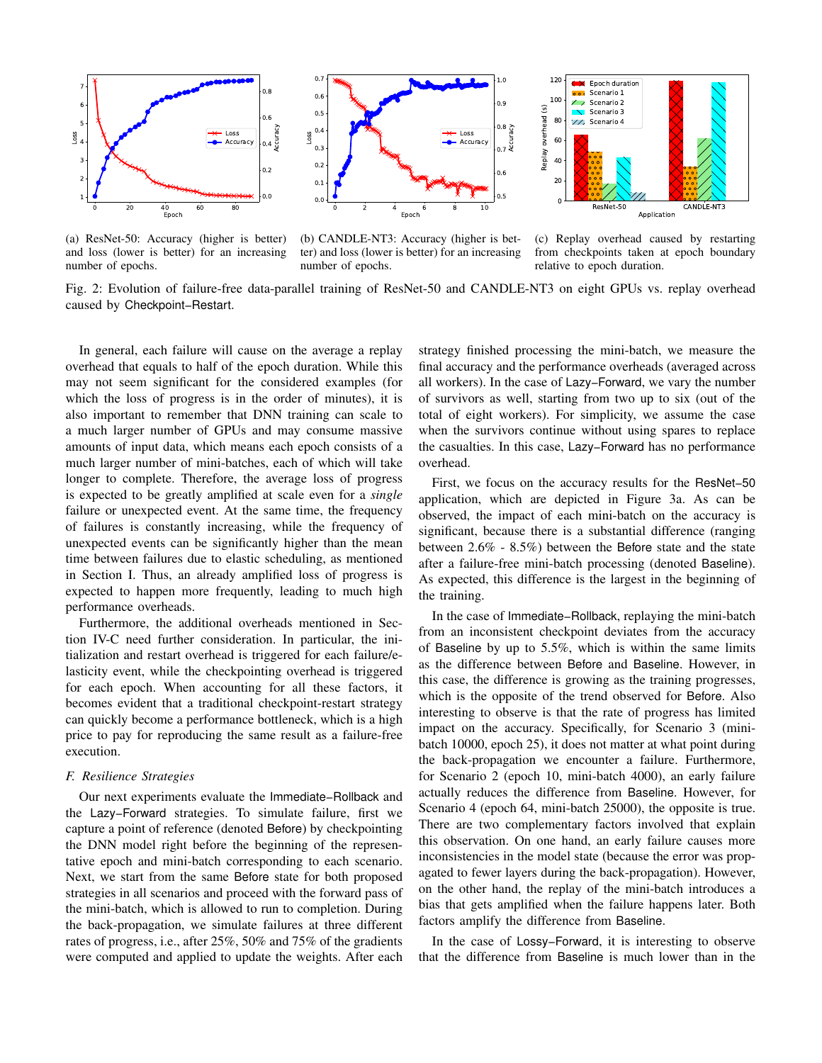(a) ResNet-50: Accuracy (higher is better) and loss (lower is better) for an increasing number of epochs.

(b) CANDLE-NT3: Accuracy (higher is better) and loss (lower is better) for an increasing number of epochs.

(c) Replay overhead caused by restarting from checkpoints taken at epoch boundary relative to epoch duration.

Fig. 2: Evolution of failure-free data-parallel training of ResNet-50 and CANDLE-NT3 on eight GPUs vs. replay overhead caused by Checkpoint−Restart.

In general, each failure will cause on the average a replay overhead that equals to half of the epoch duration. While this may not seem significant for the considered examples (for which the loss of progress is in the order of minutes), it is also important to remember that DNN training can scale to a much larger number of GPUs and may consume massive amounts of input data, which means each epoch consists of a much larger number of mini-batches, each of which will take longer to complete. Therefore, the average loss of progress is expected to be greatly amplified at scale even for a *single* failure or unexpected event. At the same time, the frequency of failures is constantly increasing, while the frequency of unexpected events can be significantly higher than the mean time between failures due to elastic scheduling, as mentioned in Section I. Thus, an already amplified loss of progress is expected to happen more frequently, leading to much high performance overheads.

Furthermore, the additional overheads mentioned in Section IV-C need further consideration. In particular, the initialization and restart overhead is triggered for each failure/elasticity event, while the checkpointing overhead is triggered for each epoch. When accounting for all these factors, it becomes evident that a traditional checkpoint-restart strategy can quickly become a performance bottleneck, which is a high price to pay for reproducing the same result as a failure-free execution.

### F. Resilience Strategies

Our next experiments evaluate the Immediate−Rollback and the Lazy−Forward strategies. To simulate failure, first we capture a point of reference (denoted Before) by checkpointing the DNN model right before the beginning of the representative epoch and mini-batch corresponding to each scenario. Next, we start from the same Before state for both proposed strategies in all scenarios and proceed with the forward pass of the mini-batch, which is allowed to run to completion. During the back-propagation, we simulate failures at three different rates of progress, i.e., after 25%, 50% and 75% of the gradients were computed and applied to update the weights. After each strategy finished processing the mini-batch, we measure the final accuracy and the performance overheads (averaged across all workers). In the case of Lazy−Forward, we vary the number of survivors as well, starting from two up to six (out of the total of eight workers). For simplicity, we assume the case when the survivors continue without using spares to replace the casualties. In this case, Lazy−Forward has no performance overhead.

First, we focus on the accuracy results for the ResNet−50 application, which are depicted in Figure 3a. As can be observed, the impact of each mini-batch on the accuracy is significant, because there is a substantial difference (ranging between 2.6% - 8.5%) between the Before state and the state after a failure-free mini-batch processing (denoted Baseline). As expected, this difference is the largest in the beginning of the training.

In the case of Immediate−Rollback, replaying the mini-batch from an inconsistent checkpoint deviates from the accuracy of Baseline by up to 5.5%, which is within the same limits as the difference between Before and Baseline. However, in this case, the difference is growing as the training progresses, which is the opposite of the trend observed for Before. Also interesting to observe is that the rate of progress has limited impact on the accuracy. Specifically, for Scenario 3 (mini-batch 10000, epoch 25), it does not matter at what point during the back-propagation we encounter a failure. Furthermore, for Scenario 2 (epoch 10, mini-batch 4000), an early failure actually reduces the difference from Baseline. However, for Scenario 4 (epoch 64, mini-batch 25000), the opposite is true. There are two complementary factors involved that explain this observation. On one hand, an early failure causes more inconsistencies in the model state (because the error was propagated to fewer layers during the back-propagation). However, on the other hand, the replay of the mini-batch introduces a bias that gets amplified when the failure happens later. Both factors amplify the difference from Baseline.

In the case of Lossy−Forward, it is interesting to observe that the difference from Baseline is much lower than in the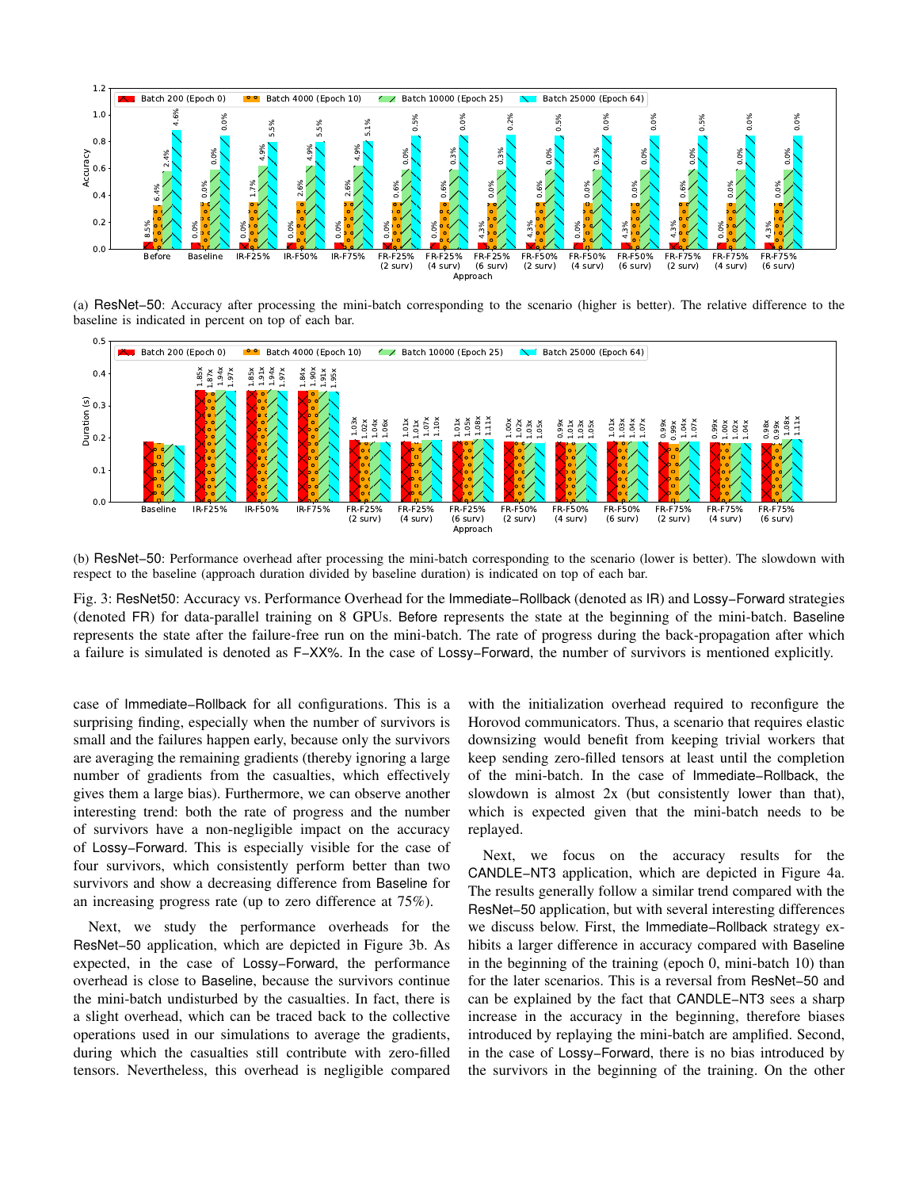(a) ResNet−50: Accuracy after processing the mini-batch corresponding to the scenario (higher is better). The relative difference to the baseline is indicated in percent on top of each bar.

(b) ResNet−50: Performance overhead after processing the mini-batch corresponding to the scenario (lower is better). The slowdown with respect to the baseline (approach duration divided by baseline duration) is indicated on top of each bar.

Fig. 3: ResNet50: Accuracy vs. Performance Overhead for the Immediate−Rollback (denoted as IR) and Lossy−Forward strategies (denoted FR) for data-parallel training on 8 GPUs. Before represents the state at the beginning of the mini-batch. Baseline represents the state after the failure-free run on the mini-batch. The rate of progress during the back-propagation after which a failure is simulated is denoted as F−XX%. In the case of Lossy−Forward, the number of survivors is mentioned explicitly.

case of Immediate−Rollback for all configurations. This is a surprising finding, especially when the number of survivors is small and the failures happen early, because only the survivors are averaging the remaining gradients (thereby ignoring a large number of gradients from the casualties, which effectively gives them a large bias). Furthermore, we can observe another interesting trend: both the rate of progress and the number of survivors have a non-negligible impact on the accuracy of Lossy−Forward. This is especially visible for the case of four survivors, which consistently perform better than two survivors and show a decreasing difference from Baseline for an increasing progress rate (up to zero difference at 75%).

Next, we study the performance overheads for the ResNet−50 application, which are depicted in Figure 3b. As expected, in the case of Lossy−Forward, the performance overhead is close to Baseline, because the survivors continue the mini-batch undisturbed by the casualties. In fact, there is a slight overhead, which can be traced back to the collective operations used in our simulations to average the gradients, during which the casualties still contribute with zero-filled tensors. Nevertheless, this overhead is negligible compared with the initialization overhead required to reconfigure the Horovod communicators. Thus, a scenario that requires elastic downsizing would benefit from keeping trivial workers that keep sending zero-filled tensors at least until the completion of the mini-batch. In the case of Immediate−Rollback, the slowdown is almost 2x (but consistently lower than that), which is expected given that the mini-batch needs to be replayed.

Next, we focus on the accuracy results for the CANDLE−NT3 application, which are depicted in Figure 4a. The results generally follow a similar trend compared with the ResNet−50 application, but with several interesting differences we discuss below. First, the Immediate−Rollback strategy exhibits a larger difference in accuracy compared with Baseline in the beginning of the training (epoch 0, mini-batch 10) than for the later scenarios. This is a reversal from ResNet−50 and can be explained by the fact that CANDLE−NT3 sees a sharp increase in the accuracy in the beginning, therefore biases introduced by replaying the mini-batch are amplified. Second, in the case of Lossy−Forward, there is no bias introduced by the survivors in the beginning of the training. On the other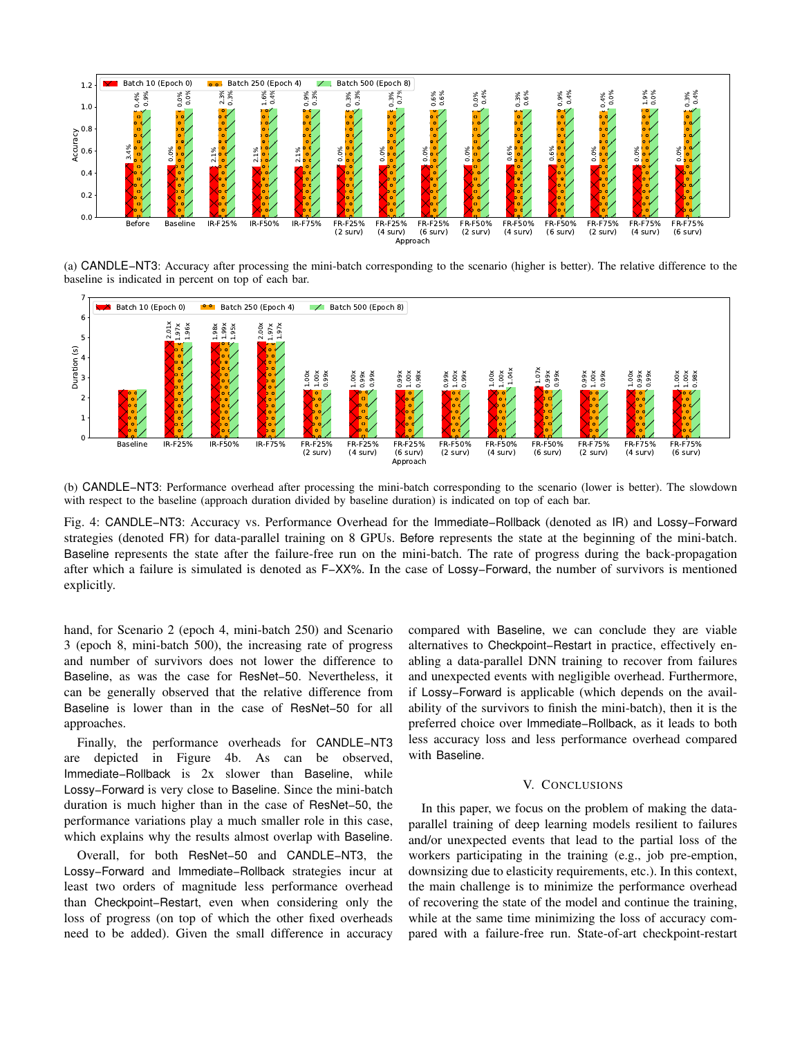(a) CANDLE−NT3: Accuracy after processing the mini-batch corresponding to the scenario (higher is better). The relative difference to the baseline is indicated in percent on top of each bar.

(b) CANDLE−NT3: Performance overhead after processing the mini-batch corresponding to the scenario (lower is better). The slowdown with respect to the baseline (approach duration divided by baseline duration) is indicated on top of each bar.

Fig. 4: CANDLE−NT3: Accuracy vs. Performance Overhead for the Immediate−Rollback (denoted as IR) and Lossy−Forward strategies (denoted FR) for data-parallel training on 8 GPUs. Before represents the state at the beginning of the mini-batch. Baseline represents the state after the failure-free run on the mini-batch. The rate of progress during the back-propagation after which a failure is simulated is denoted as F−XX%. In the case of Lossy−Forward, the number of survivors is mentioned explicitly.

hand, for Scenario 2 (epoch 4, mini-batch 250) and Scenario 3 (epoch 8, mini-batch 500), the increasing rate of progress and number of survivors does not lower the difference to Baseline, as was the case for ResNet−50. Nevertheless, it can be generally observed that the relative difference from Baseline is lower than in the case of ResNet−50 for all approaches.

Finally, the performance overheads for CANDLE−NT3 are depicted in Figure 4b. As can be observed, Immediate−Rollback is 2x slower than Baseline, while Lossy−Forward is very close to Baseline. Since the mini-batch duration is much higher than in the case of ResNet−50, the performance variations play a much smaller role in this case, which explains why the results almost overlap with Baseline.

Overall, for both ResNet−50 and CANDLE−NT3, the Lossy−Forward and Immediate−Rollback strategies incur at least two orders of magnitude less performance overhead than Checkpoint−Restart, even when considering only the loss of progress (on top of which the other fixed overheads need to be added). Given the small difference in accuracy compared with Baseline, we can conclude they are viable alternatives to Checkpoint−Restart in practice, effectively enabling a data-parallel DNN training to recover from failures and unexpected events with negligible overhead. Furthermore, if Lossy−Forward is applicable (which depends on the availability of the survivors to finish the mini-batch), then it is the preferred choice over Immediate−Rollback, as it leads to both less accuracy loss and less performance overhead compared with Baseline.

## V. Conclusions

In this paper, we focus on the problem of making the data-parallel training of deep learning models resilient to failures and/or unexpected events that lead to the partial loss of the workers participating in the training (e.g., job pre-emption, downsizing due to elasticity requirements, etc.). In this context, the main challenge is to minimize the performance overhead of recovering the state of the model and continue the training, while at the same time minimizing the loss of accuracy compared with a failure-free run. State-of-art checkpoint-restart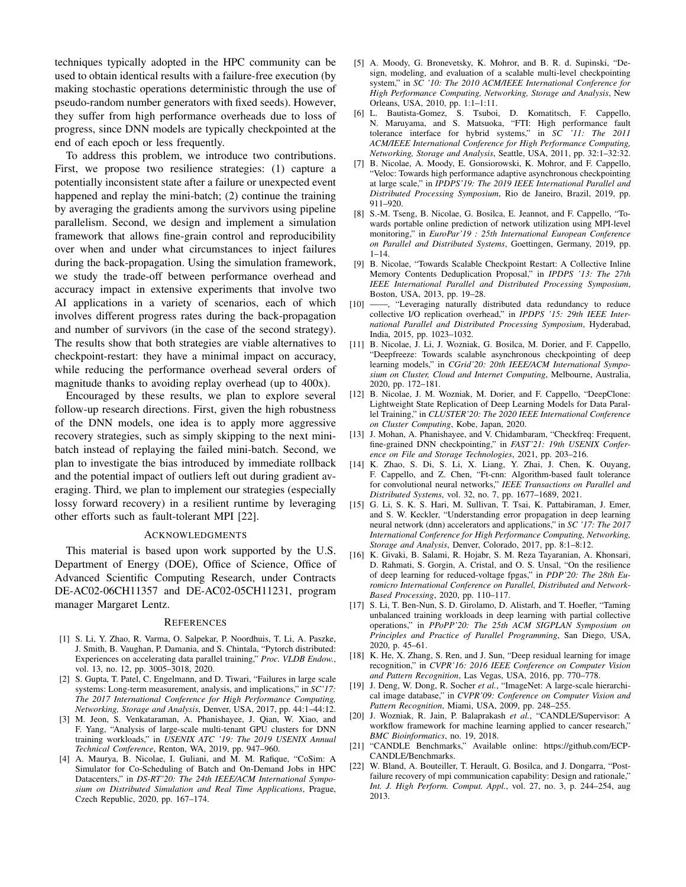techniques typically adopted in the HPC community can be used to obtain identical results with a failure-free execution (by making stochastic operations deterministic through the use of pseudo-random number generators with fixed seeds). However, they suffer from high performance overheads due to loss of progress, since DNN models are typically checkpointed at the end of each epoch or less frequently.

To address this problem, we introduce two contributions. First, we propose two resilience strategies: (1) capture a potentially inconsistent state after a failure or unexpected event happened and replay the mini-batch; (2) continue the training by averaging the gradients among the survivors using pipeline parallelism. Second, we design and implement a simulation framework that allows fine-grain control and reproducibility over when and under what circumstances to inject failures during the back-propagation. Using the simulation framework, we study the trade-off between performance overhead and accuracy impact in extensive experiments that involve two AI applications in a variety of scenarios, each of which involves different progress rates during the back-propagation and number of survivors (in the case of the second strategy). The results show that both strategies are viable alternatives to checkpoint-restart: they have a minimal impact on accuracy, while reducing the performance overhead several orders of magnitude thanks to avoiding replay overhead (up to 400x).

Encouraged by these results, we plan to explore several follow-up research directions. First, given the high robustness of the DNN models, one idea is to apply more aggressive recovery strategies, such as simply skipping to the next mini-batch instead of replaying the failed mini-batch. Second, we plan to investigate the bias introduced by immediate rollback and the potential impact of outliers left out during gradient averaging. Third, we plan to implement our strategies (especially lossy forward recovery) in a resilient runtime by leveraging other efforts such as fault-tolerant MPI [22].

## Acknowledgments

This material is based upon work supported by the U.S. Department of Energy (DOE), Office of Science, Office of Advanced Scientific Computing Research, under Contracts DE-AC02-06CH11357 and DE-AC02-05CH11231, program manager Margaret Lentz.

## References

[1] S. Li, Y. Zhao, R. Varma, O. Salpekar, P. Noordhuis, T. Li, A. Paszke, J. Smith, B. Vaughan, P. Damania, and S. Chintala, "Pytorch distributed: Experiences on accelerating data parallel training," *Proc. VLDB Endow.*, vol. 13, no. 12, pp. 3005–3018, 2020.

[2] S. Gupta, T. Patel, C. Engelmann, and D. Tiwari, "Failures in large scale systems: Long-term measurement, analysis, and implications," in *SC'17: The 2017 International Conference for High Performance Computing, Networking, Storage and Analysis*, Denver, USA, 2017, pp. 44:1–44:12.

[3] M. Jeon, S. Venkataraman, A. Phanishayee, J. Qian, W. Xiao, and F. Yang, "Analysis of large-scale multi-tenant GPU clusters for DNN training workloads," in *USENIX ATC '19: The 2019 USENIX Annual Technical Conference*, Renton, WA, 2019, pp. 947–960.

[4] A. Maurya, B. Nicolae, I. Guliani, and M. M. Rafique, "CoSim: A Simulator for Co-Scheduling of Batch and On-Demand Jobs in HPC Datacenters," in *DS-RT'20: The 24th IEEE/ACM International Symposium on Distributed Simulation and Real Time Applications*, Prague, Czech Republic, 2020, pp. 167–174.

[5] A. Moody, G. Bronevetsky, K. Mohror, and B. R. d. Supinski, "Design, modeling, and evaluation of a scalable multi-level checkpointing system," in *SC '10: The 2010 ACM/IEEE International Conference for High Performance Computing, Networking, Storage and Analysis*, New Orleans, USA, 2010, pp. 1:1–1:11.

[6] L. Bautista-Gomez, S. Tsuboi, D. Komatitsch, F. Cappello, N. Maruyama, and S. Matsuoka, "FTI: High performance fault tolerance interface for hybrid systems," in *SC '11: The 2011 ACM/IEEE International Conference for High Performance Computing, Networking, Storage and Analysis*, Seattle, USA, 2011, pp. 32:1–32:32.

[7] B. Nicolae, A. Moody, E. Gonsiorowski, K. Mohror, and F. Cappello, "Veloc: Towards high performance adaptive asynchronous checkpointing at large scale," in *IPDPS'19: The 2019 IEEE International Parallel and Distributed Processing Symposium*, Rio de Janeiro, Brazil, 2019, pp. 911–920.

[8] S.-M. Tseng, B. Nicolae, G. Bosilca, E. Jeannot, and F. Cappello, "Towards portable online prediction of network utilization using MPI-level monitoring," in *EuroPar'19 : 25th International European Conference on Parallel and Distributed Systems*, Goettingen, Germany, 2019, pp. 1–14.

[9] B. Nicolae, "Towards Scalable Checkpoint Restart: A Collective Inline Memory Contents Deduplication Proposal," in *IPDPS '13: The 27th IEEE International Parallel and Distributed Processing Symposium*, Boston, USA, 2013, pp. 19–28.

[10] ——, "Leveraging naturally distributed data redundancy to reduce collective I/O replication overhead," in *IPDPS '15: 29th IEEE International Parallel and Distributed Processing Symposium*, Hyderabad, India, 2015, pp. 1023–1032.

[11] B. Nicolae, J. Li, J. Wozniak, G. Bosilca, M. Dorier, and F. Cappello, "Deepfreeze: Towards scalable asynchronous checkpointing of deep learning models," in *CGrid'20: 20th IEEE/ACM International Symposium on Cluster, Cloud and Internet Computing*, Melbourne, Australia, 2020, pp. 172–181.

[12] B. Nicolae, J. M. Wozniak, M. Dorier, and F. Cappello, "DeepClone: Lightweight State Replication of Deep Learning Models for Data Parallel Training," in *CLUSTER'20: The 2020 IEEE International Conference on Cluster Computing*, Kobe, Japan, 2020.

[13] J. Mohan, A. Phanishayee, and V. Chidambaram, "Checkfreq: Frequent, fine-grained DNN checkpointing," in *FAST'21: 19th USENIX Conference on File and Storage Technologies*, 2021, pp. 203–216.

[14] K. Zhao, S. Di, S. Li, X. Liang, Y. Zhai, J. Chen, K. Ouyang, F. Cappello, and Z. Chen, "Ft-cnn: Algorithm-based fault tolerance for convolutional neural networks," *IEEE Transactions on Parallel and Distributed Systems*, vol. 32, no. 7, pp. 1677–1689, 2021.

[15] G. Li, S. K. S. Hari, M. Sullivan, T. Tsai, K. Pattabiraman, J. Emer, and S. W. Keckler, "Understanding error propagation in deep learning neural network (dnn) accelerators and applications," in *SC '17: The 2017 International Conference for High Performance Computing, Networking, Storage and Analysis*, Denver, Colorado, 2017, pp. 8:1–8:12.

[16] K. Givaki, B. Salami, R. Hojabr, S. M. Reza Tayaranian, A. Khonsari, D. Rahmati, S. Gorgin, A. Cristal, and O. S. Unsal, "On the resilience of deep learning for reduced-voltage fpgas," in *PDP'20: The 28th Euromicro International Conference on Parallel, Distributed and Network-Based Processing*, 2020, pp. 110–117.

[17] S. Li, T. Ben-Nun, S. D. Girolamo, D. Alistarh, and T. Hoefler, "Taming unbalanced training workloads in deep learning with partial collective operations," in *PPoPP'20: The 25th ACM SIGPLAN Symposium on Principles and Practice of Parallel Programming*, San Diego, USA, 2020, p. 45–61.

[18] K. He, X. Zhang, S. Ren, and J. Sun, "Deep residual learning for image recognition," in *CVPR'16: 2016 IEEE Conference on Computer Vision and Pattern Recognition*, Las Vegas, USA, 2016, pp. 770–778.

[19] J. Deng, W. Dong, R. Socher *et al.*, "ImageNet: A large-scale hierarchical image database," in *CVPR'09: Conference on Computer Vision and Pattern Recognition*, Miami, USA, 2009, pp. 248–255.

[20] J. Wozniak, R. Jain, P. Balaprakash *et al.*, "CANDLE/Supervisor: A workflow framework for machine learning applied to cancer research," *BMC Bioinformatics*, no. 19, 2018.

[21] "CANDLE Benchmarks," Available online: https://github.com/ECP-CANDLE/Benchmarks.

[22] W. Bland, A. Bouteiller, T. Herault, G. Bosilca, and J. Dongarra, "Post-failure recovery of mpi communication capability: Design and rationale," *Int. J. High Perform. Comput. Appl.*, vol. 27, no. 3, p. 244–254, aug 2013.